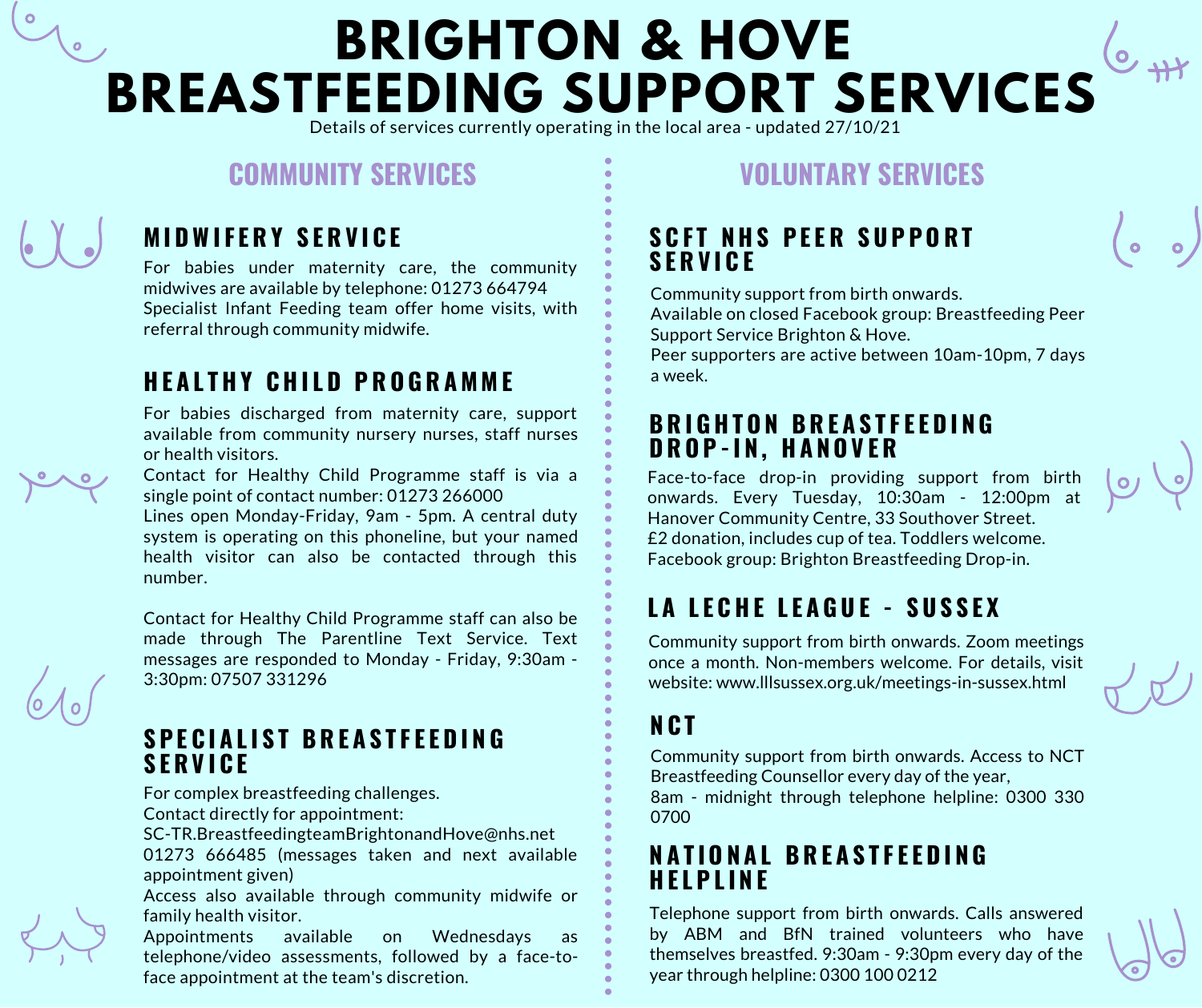# BRIGHTON & HOVE BREASTFEEDING SUPPORT SERVICES

Details of services currently operating in the local area - updated 27/10/21

## COMMUNITY SERVICES

### MIDWIFERY SERVICE

For babies under maternity care, the community midwives are available by telephone: 01273 664794
Specialist Infant Feeding team offer home visits, with referral through community midwife.

### HEALTHY CHILD PROGRAMME

For babies discharged from maternity care, support available from community nursery nurses, staff nurses or health visitors.
Contact for Healthy Child Programme staff is via a single point of contact number: 01273 266000
Lines open Monday-Friday, 9am - 5pm. A central duty system is operating on this phoneline, but your named health visitor can also be contacted through this number.

Contact for Healthy Child Programme staff can also be made through The Parentline Text Service. Text messages are responded to Monday - Friday, 9:30am - 3:30pm: 07507 331296

### SPECIALIST BREASTFEEDING SERVICE

For complex breastfeeding challenges.
Contact directly for appointment:
SC-TR.BreastfeedingteamBrightonandHove@nhs.net
01273 666485 (messages taken and next available appointment given)
Access also available through community midwife or family health visitor.
Appointments available on Wednesdays as telephone/video assessments, followed by a face-to-face appointment at the team's discretion.

## VOLUNTARY SERVICES

### SCFT NHS PEER SUPPORT SERVICE

Community support from birth onwards.
Available on closed Facebook group: Breastfeeding Peer Support Service Brighton & Hove.
Peer supporters are active between 10am-10pm, 7 days a week.

### BRIGHTON BREASTFEEDING DROP-IN, HANOVER

Face-to-face drop-in providing support from birth onwards. Every Tuesday, 10:30am - 12:00pm at Hanover Community Centre, 33 Southover Street.
£2 donation, includes cup of tea. Toddlers welcome.
Facebook group: Brighton Breastfeeding Drop-in.

### LA LECHE LEAGUE - SUSSEX

Community support from birth onwards. Zoom meetings once a month. Non-members welcome. For details, visit website: www.lllsussex.org.uk/meetings-in-sussex.html

### NCT

Community support from birth onwards. Access to NCT Breastfeeding Counsellor every day of the year,
8am - midnight through telephone helpline: 0300 330 0700

### NATIONAL BREASTFEEDING HELPLINE

Telephone support from birth onwards. Calls answered by ABM and BfN trained volunteers who have themselves breastfed. 9:30am - 9:30pm every day of the year through helpline: 0300 100 0212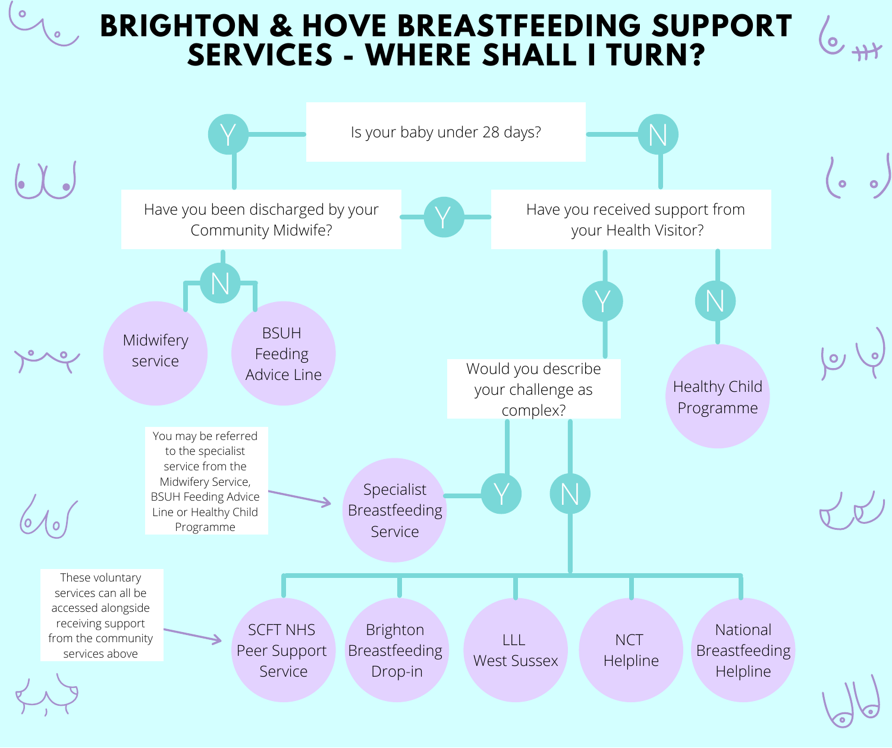# BRIGHTON & HOVE BREASTFEEDING SUPPORT SERVICES - WHERE SHALL I TURN?

Is your baby under 28 days?

Y

N

Have you been discharged by your Community Midwife?

Y

Have you received support from your Health Visitor?

N

Midwifery service

BSUH Feeding Advice Line

Y

N

Would you describe your challenge as complex?

Healthy Child Programme

You may be referred to the specialist service from the Midwifery Service, BSUH Feeding Advice Line or Healthy Child Programme

Specialist Breastfeeding Service

Y

N

These voluntary services can all be accessed alongside receiving support from the community services above

SCFT NHS Peer Support Service

Brighton Breastfeeding Drop-in

LLL West Sussex

NCT Helpline

National Breastfeeding Helpline